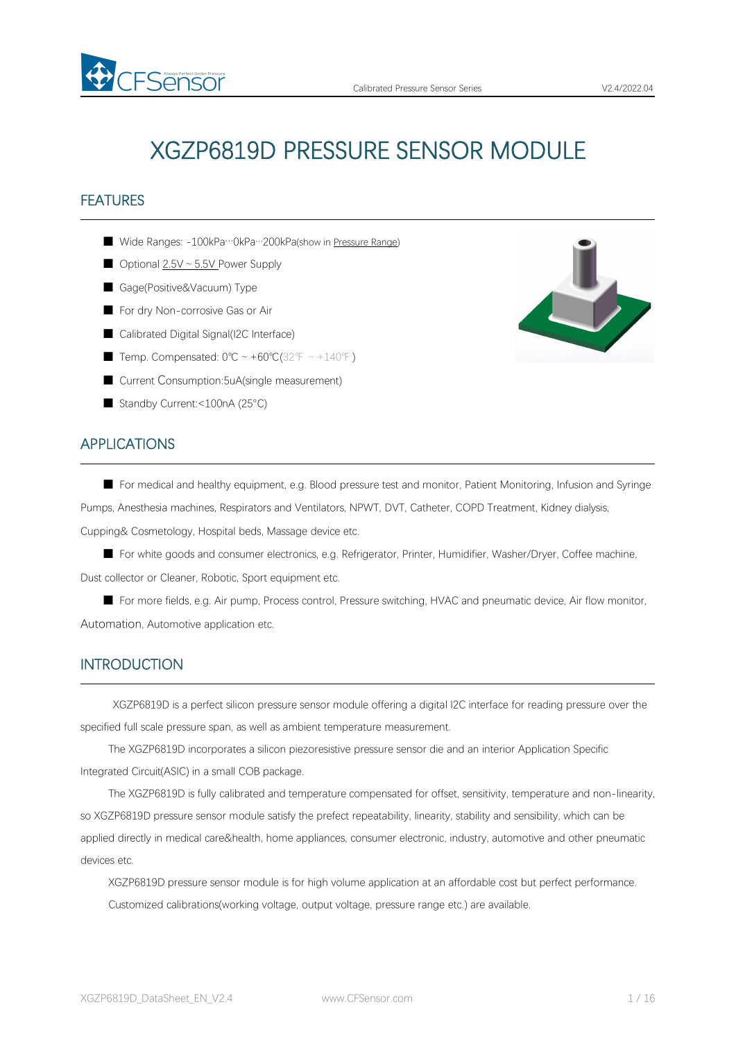# XGZP6819D PRESSURE SENSOR MODULE

## FEATURES

- Wide Ranges: -100kPa···0kPa···200kPa(show in Pressure Range)
- Optional 2.5V ~ 5.5V Power Supply
- Gage(Positive&Vacuum) Type
- For dry Non-corrosive Gas or Air
- Calibrated Digital Signal(I2C Interface)
- Temp. Compensated: 0℃ ~ +60℃(32℉ ~ +140℉)
- Current Consumption:5uA(single measurement)
- Standby Current:<100nA (25°C)

## APPLICATIONS

- For medical and healthy equipment, e.g. Blood pressure test and monitor, Patient Monitoring, Infusion and Syringe Pumps, Anesthesia machines, Respirators and Ventilators, NPWT, DVT, Catheter, COPD Treatment, Kidney dialysis, Cupping& Cosmetology, Hospital beds, Massage device etc.
- For white goods and consumer electronics, e.g. Refrigerator, Printer, Humidifier, Washer/Dryer, Coffee machine, Dust collector or Cleaner, Robotic, Sport equipment etc.
- For more fields, e.g. Air pump, Process control, Pressure switching, HVAC and pneumatic device, Air flow monitor, Automation, Automotive application etc.

## INTRODUCTION

XGZP6819D is a perfect silicon pressure sensor module offering a digital I2C interface for reading pressure over the specified full scale pressure span, as well as ambient temperature measurement.

The XGZP6819D incorporates a silicon piezoresistive pressure sensor die and an interior Application Specific Integrated Circuit(ASIC) in a small COB package.

The XGZP6819D is fully calibrated and temperature compensated for offset, sensitivity, temperature and non-linearity, so XGZP6819D pressure sensor module satisfy the prefect repeatability, linearity, stability and sensibility, which can be applied directly in medical care&health, home appliances, consumer electronic, industry, automotive and other pneumatic devices etc.

XGZP6819D pressure sensor module is for high volume application at an affordable cost but perfect performance.

Customized calibrations(working voltage, output voltage, pressure range etc.) are available.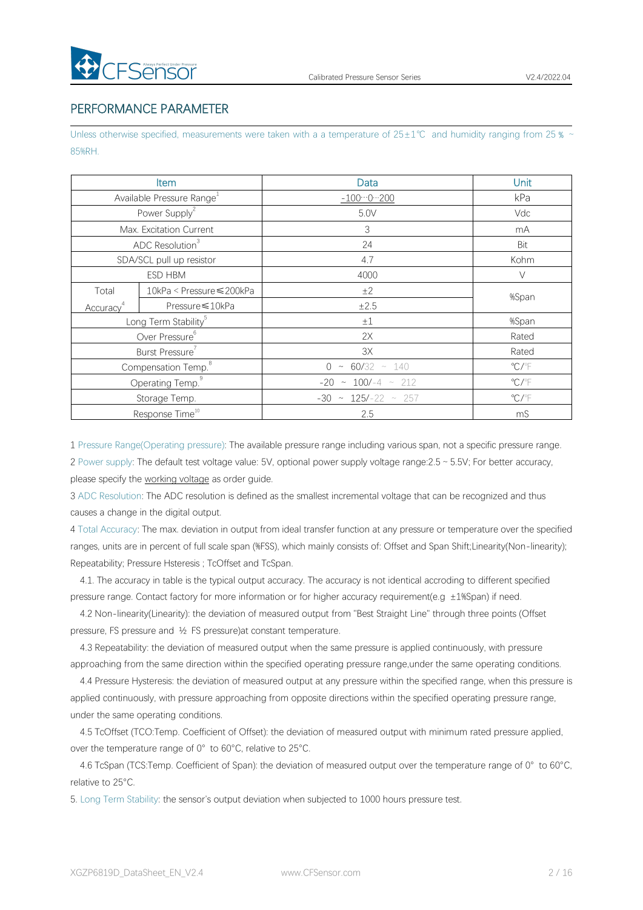## PERFORMANCE PARAMETER

Unless otherwise specified, measurements were taken with a a temperature of 25±1℃ and humidity ranging from 25％ ~ 85%RH.

| Item | | Data | Unit |
|---|---|---|---|
| Available Pressure Range[1] | | -100···0···200 | kPa |
| Power Supply[2] | | 5.0V | Vdc |
| Max. Excitation Current | | 3 | mA |
| ADC Resolution[3] | | 24 | Bit |
| SDA/SCL pull up resistor | | 4.7 | Kohm |
| ESD HBM | | 4000 | V |
| Total Accuracy[4] | 10kPa < Pressure≤200kPa | ±2 | %Span |
| | Pressure≤10kPa | ±2.5 | |
| Long Term Stability[5] | | ±1 | %Span |
| Over Pressure[6] | | 2X | Rated |
| Burst Pressure[7] | | 3X | Rated |
| Compensation Temp.[8] | | 0 ~ 60/32 ~ 140 | ℃/℉ |
| Operating Temp.[9] | | -20 ~ 100/-4 ~ 212 | ℃/℉ |
| Storage Temp. | | -30 ~ 125/-22 ~ 257 | ℃/℉ |
| Response Time[10] | | 2.5 | mS |

1 Pressure Range(Operating pressure): The available pressure range including various span, not a specific pressure range.

2 Power supply: The default test voltage value: 5V, optional power supply voltage range:2.5 ~ 5.5V; For better accuracy, please specify the working voltage as order guide.

3 ADC Resolution: The ADC resolution is defined as the smallest incremental voltage that can be recognized and thus causes a change in the digital output.

4 Total Accuracy: The max. deviation in output from ideal transfer function at any pressure or temperature over the specified ranges, units are in percent of full scale span (%FSS), which mainly consists of: Offset and Span Shift;Linearity(Non-linearity); Repeatability; Pressure Hsteresis ; TcOffset and TcSpan.

4.1. The accuracy in table is the typical output accuracy. The accuracy is not identical accroding to different specified pressure range. Contact factory for more information or for higher accuracy requirement(e.g ±1%Span) if need.

4.2 Non-linearity(Linearity): the deviation of measured output from "Best Straight Line" through three points (Offset pressure, FS pressure and ½ FS pressure)at constant temperature.

4.3 Repeatability: the deviation of measured output when the same pressure is applied continuously, with pressure approaching from the same direction within the specified operating pressure range,under the same operating conditions.

4.4 Pressure Hysteresis: the deviation of measured output at any pressure within the specified range, when this pressure is applied continuously, with pressure approaching from opposite directions within the specified operating pressure range, under the same operating conditions.

4.5 TcOffset (TCO:Temp. Coefficient of Offset): the deviation of measured output with minimum rated pressure applied, over the temperature range of 0° to 60°C, relative to 25°C.

4.6 TcSpan (TCS:Temp. Coefficient of Span): the deviation of measured output over the temperature range of 0° to 60°C, relative to 25°C.

5. Long Term Stability: the sensor's output deviation when subjected to 1000 hours pressure test.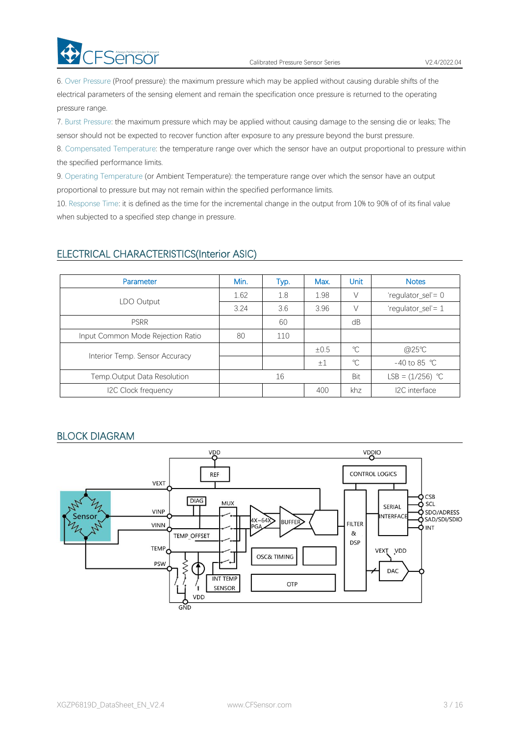6. Over Pressure (Proof pressure): the maximum pressure which may be applied without causing durable shifts of the electrical parameters of the sensing element and remain the specification once pressure is returned to the operating pressure range.

7. Burst Pressure: the maximum pressure which may be applied without causing damage to the sensing die or leaks; The sensor should not be expected to recover function after exposure to any pressure beyond the burst pressure.

8. Compensated Temperature: the temperature range over which the sensor have an output proportional to pressure within the specified performance limits.

9. Operating Temperature (or Ambient Temperature): the temperature range over which the sensor have an output proportional to pressure but may not remain within the specified performance limits.

10. Response Time: it is defined as the time for the incremental change in the output from 10% to 90% of of its final value when subjected to a specified step change in pressure.

## ELECTRICAL CHARACTERISTICS(Interior ASIC)

| Parameter | Min. | Typ. | Max. | Unit | Notes |
|---|---|---|---|---|---|
| LDO Output | 1.62 | 1.8 | 1.98 | V | 'regulator_sel'= 0 |
| | 3.24 | 3.6 | 3.96 | V | 'regulator_sel'= 1 |
| PSRR | | 60 | | dB | |
| Input Common Mode Rejection Ratio | 80 | 110 | | | |
| Interior Temp. Sensor Accuracy | | | ±0.5 | ℃ | @25℃ |
| | | | ±1 | ℃ | -40 to 85 ℃ |
| Temp.Output Data Resolution | | 16 | | Bit | LSB = (1/256) ℃ |
| I2C Clock frequency | | | 400 | khz | I2C interface |

## BLOCK DIAGRAM

VDD, VDDIO, REF, CONTROL LOGICS, VEXT, DIAG, MUX, Sensor, VINP, VINN, TEMP_OFFSET, 4X~64X PGA, BUFFER, FILTER & DSP, SERIAL INTERFACE, CSB, SCL, SDO/ADRESS, SAD/SDI/SDIO, INT, TEMP, OSC& TIMING, VEXT, VDD, DAC, PSW, INT TEMP SENSOR, OTP, VDD, GND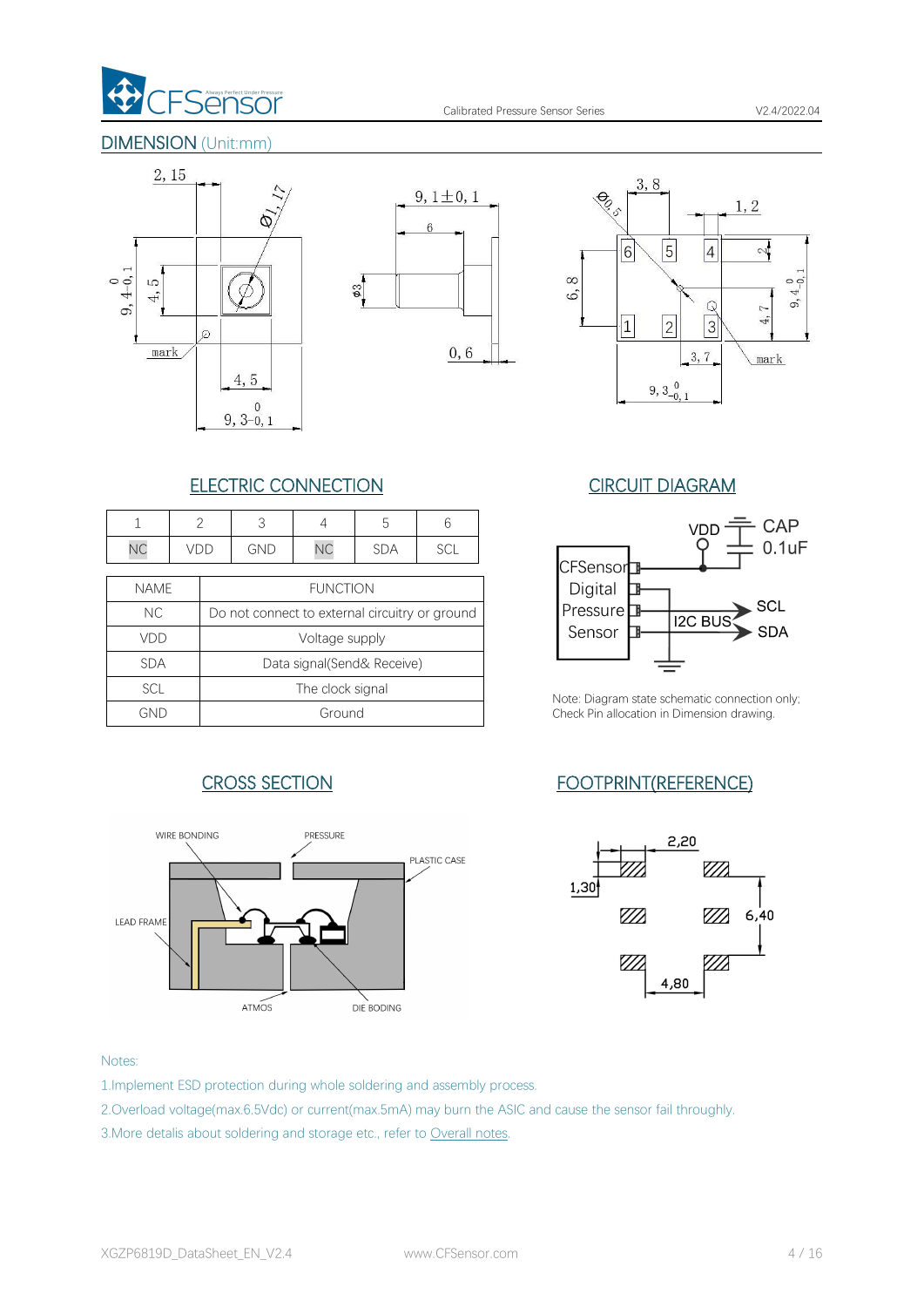## DIMENSION (Unit:mm)

## ELECTRIC CONNECTION

| 1 | 2 | 3 | 4 | 5 | 6 |
|---|---|---|---|---|---|
| NC | VDD | GND | NC | SDA | SCL |

| NAME | FUNCTION |
|---|---|
| NC | Do not connect to external circuitry or ground |
| VDD | Voltage supply |
| SDA | Data signal(Send& Receive) |
| SCL | The clock signal |
| GND | Ground |

## CIRCUIT DIAGRAM

Note: Diagram state schematic connection only; Check Pin allocation in Dimension drawing.

## CROSS SECTION

## FOOTPRINT(REFERENCE)

Notes:

1.Implement ESD protection during whole soldering and assembly process.

2.Overload voltage(max.6.5Vdc) or current(max.5mA) may burn the ASIC and cause the sensor fail throughly.

3.More detalis about soldering and storage etc., refer to Overall notes.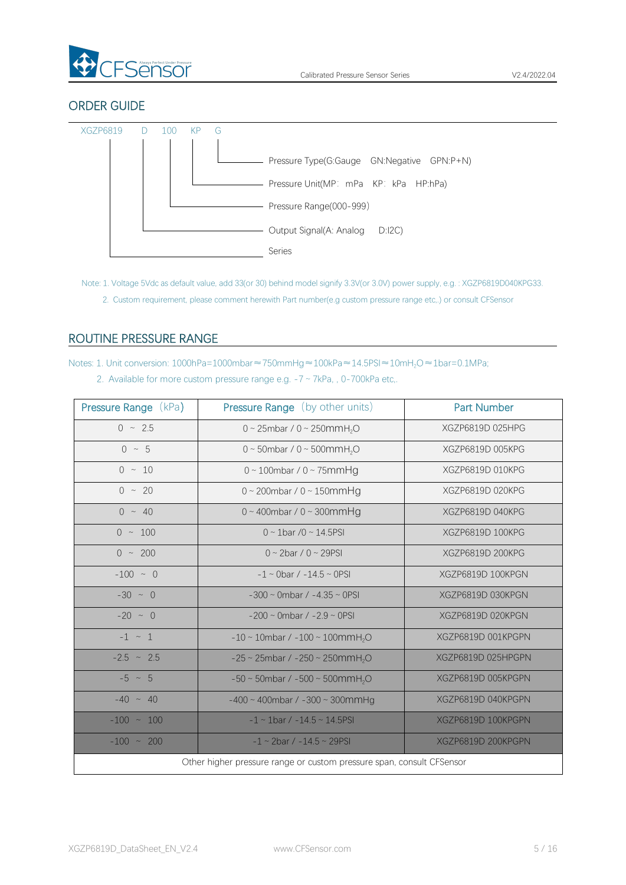## ORDER GUIDE

XGZP6819 D 100 KP G

- G — Pressure Type(G:Gauge GN:Negative GPN:P+N)
- KP — Pressure Unit(MP: mPa KP: kPa HP:hPa)
- 100 — Pressure Range(000-999)
- D — Output Signal(A: Analog D:I2C)
- XGZP6819 — Series

Note: 1. Voltage 5Vdc as default value, add 33(or 30) behind model signify 3.3V(or 3.0V) power supply, e.g. : XGZP6819D040KPG33.

2. Custom requirement, please comment herewith Part number(e.g custom pressure range etc,.) or consult CFSensor

## ROUTINE PRESSURE RANGE

Notes: 1. Unit conversion: 1000hPa=1000mbar≈750mmHg≈100kPa≈14.5PSI≈10m$H_2O$≈1bar=0.1MPa;

2. Available for more custom pressure range e.g. -7 ~ 7kPa, , 0-700kPa etc,.

| Pressure Range (kPa) | Pressure Range (by other units) | Part Number |
|---|---|---|
| 0 ~ 2.5 | 0 ~ 25mbar / 0 ~ 250mm$H_2O$ | XGZP6819D 025HPG |
| 0 ~ 5 | 0 ~ 50mbar / 0 ~ 500mm$H_2O$ | XGZP6819D 005KPG |
| 0 ~ 10 | 0 ~ 100mbar / 0 ~ 75mmHg | XGZP6819D 010KPG |
| 0 ~ 20 | 0 ~ 200mbar / 0 ~ 150mmHg | XGZP6819D 020KPG |
| 0 ~ 40 | 0 ~ 400mbar / 0 ~ 300mmHg | XGZP6819D 040KPG |
| 0 ~ 100 | 0 ~ 1bar /0 ~ 14.5PSI | XGZP6819D 100KPG |
| 0 ~ 200 | 0 ~ 2bar / 0 ~ 29PSI | XGZP6819D 200KPG |
| -100 ~ 0 | -1 ~ 0bar / -14.5 ~ 0PSI | XGZP6819D 100KPGN |
| -30 ~ 0 | -300 ~ 0mbar / -4.35 ~ 0PSI | XGZP6819D 030KPGN |
| -20 ~ 0 | -200 ~ 0mbar / -2.9 ~ 0PSI | XGZP6819D 020KPGN |
| -1 ~ 1 | -10 ~ 10mbar / -100 ~ 100mm$H_2O$ | XGZP6819D 001KPGPN |
| -2.5 ~ 2.5 | -25 ~ 25mbar / -250 ~ 250mm$H_2O$ | XGZP6819D 025HPGPN |
| -5 ~ 5 | -50 ~ 50mbar / -500 ~ 500mm$H_2O$ | XGZP6819D 005KPGPN |
| -40 ~ 40 | -400 ~ 400mbar / -300 ~ 300mmHg | XGZP6819D 040KPGPN |
| -100 ~ 100 | -1 ~ 1bar / -14.5 ~ 14.5PSI | XGZP6819D 100KPGPN |
| -100 ~ 200 | -1 ~ 2bar / -14.5 ~ 29PSI | XGZP6819D 200KPGPN |
| Other higher pressure range or custom pressure span, consult CFSensor | | |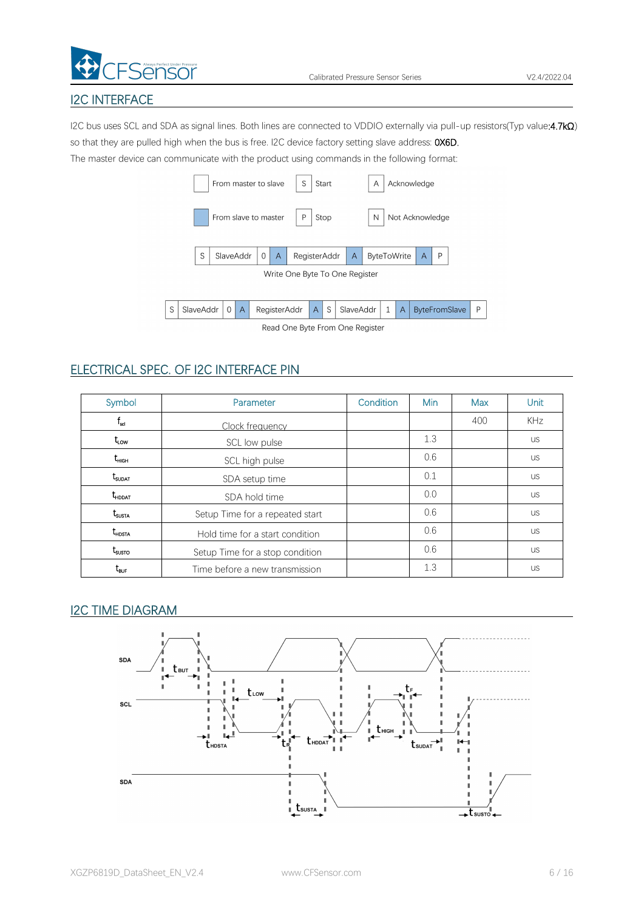## I2C INTERFACE

I2C bus uses SCL and SDA as signal lines. Both lines are connected to VDDIO externally via pull-up resistors(Typ value:4.7kΩ) so that they are pulled high when the bus is free. I2C device factory setting slave address: 0X6D.

The master device can communicate with the product using commands in the following format:

| | | | | | |
|---|---|---|---|---|---|
| (white) | From master to slave | S | Start | A | Acknowledge |
| (blue) | From slave to master | P | Stop | N | Not Acknowledge |

| S | SlaveAddr | 0 | A | RegisterAddr | A | ByteToWrite | A | P |
|---|---|---|---|---|---|---|---|---|

Write One Byte To One Register

| S | SlaveAddr | 0 | A | RegisterAddr | A | S | SlaveAddr | 1 | A | ByteFromSlave | P |
|---|---|---|---|---|---|---|---|---|---|---|---|

Read One Byte From One Register

## ELECTRICAL SPEC. OF I2C INTERFACE PIN

| Symbol | Parameter | Condition | Min | Max | Unit |
|---|---|---|---|---|---|
| $f_{scl}$ | Clock frequency | | | 400 | KHz |
| $t_{LOW}$ | SCL low pulse | | 1.3 | | us |
| $t_{HIGH}$ | SCL high pulse | | 0.6 | | us |
| $t_{SUDAT}$ | SDA setup time | | 0.1 | | us |
| $t_{HDDAT}$ | SDA hold time | | 0.0 | | us |
| $t_{SUSTA}$ | Setup Time for a repeated start | | 0.6 | | us |
| $t_{HDSTA}$ | Hold time for a start condition | | 0.6 | | us |
| $t_{SUSTO}$ | Setup Time for a stop condition | | 0.6 | | us |
| $t_{BUF}$ | Time before a new transmission | | 1.3 | | us |

## I2C TIME DIAGRAM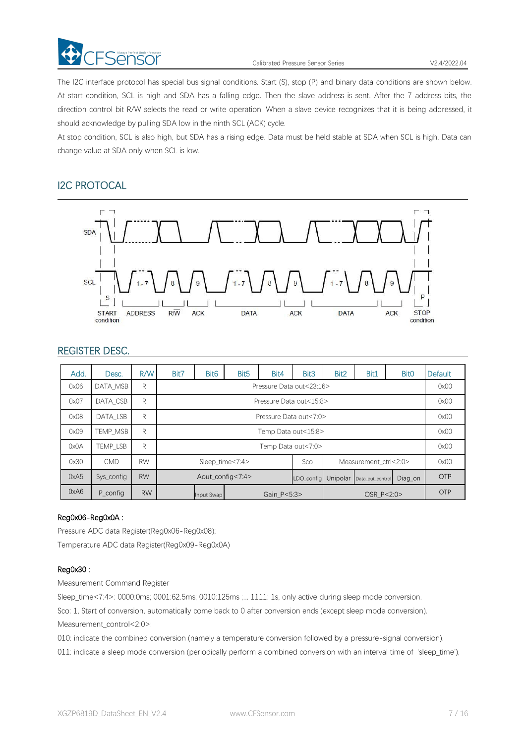The I2C interface protocol has special bus signal conditions. Start (S), stop (P) and binary data conditions are shown below. At start condition, SCL is high and SDA has a falling edge. Then the slave address is sent. After the 7 address bits, the direction control bit R/W selects the read or write operation. When a slave device recognizes that it is being addressed, it should acknowledge by pulling SDA low in the ninth SCL (ACK) cycle.

At stop condition, SCL is also high, but SDA has a rising edge. Data must be held stable at SDA when SCL is high. Data can change value at SDA only when SCL is low.

## I2C PROTOCAL

SDA

SCL

S 1-7 8 9 1-7 8 9 1-7 8 9 P

START condition ADDRESS R/W ACK DATA ACK DATA ACK STOP condition

## REGISTER DESC.

| Add. | Desc. | R/W | Bit7 | Bit6 | Bit5 | Bit4 | Bit3 | Bit2 | Bit1 | Bit0 | Default |
|---|---|---|---|---|---|---|---|---|---|---|---|
| 0x06 | DATA_MSB | R | Pressure Data out<23:16> | | | | | | | | 0x00 |
| 0x07 | DATA_CSB | R | Pressure Data out<15:8> | | | | | | | | 0x00 |
| 0x08 | DATA_LSB | R | Pressure Data out<7:0> | | | | | | | | 0x00 |
| 0x09 | TEMP_MSB | R | Temp Data out<15:8> | | | | | | | | 0x00 |
| 0x0A | TEMP_LSB | R | Temp Data out<7:0> | | | | | | | | 0x00 |
| 0x30 | CMD | RW | Sleep_time<7:4> | | | | Sco | Measurement_ctrl<2:0> | | | 0x00 |
| 0xA5 | Sys_config | RW | Aout_config<7:4> | | | | LDO_config | Unipolar | Data_out_control | Diag_on | OTP |
| 0xA6 | P_config | RW | | Input Swap | Gain_P<5:3> | | | OSR_P<2:0> | | | OTP |

**Reg0x06-Reg0x0A :**

Pressure ADC data Register(Reg0x06-Reg0x08);

Temperature ADC data Register(Reg0x09-Reg0x0A)

**Reg0x30 :**

Measurement Command Register

Sleep_time<7:4>: 0000:0ms; 0001:62.5ms; 0010:125ms ;... 1111: 1s, only active during sleep mode conversion.

Sco: 1, Start of conversion, automatically come back to 0 after conversion ends (except sleep mode conversion).

Measurement_control<2:0>:

010: indicate the combined conversion (namely a temperature conversion followed by a pressure-signal conversion).

011: indicate a sleep mode conversion (periodically perform a combined conversion with an interval time of 'sleep_time'),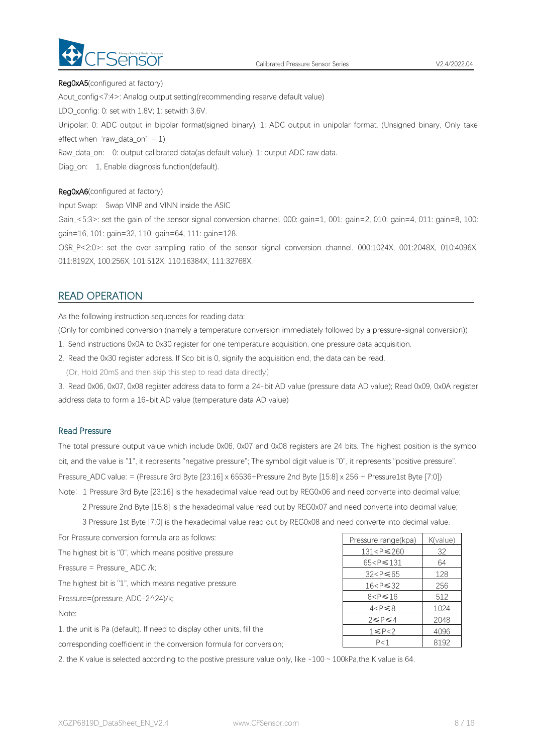**Reg0xA5**(configured at factory)

Aout_config<7:4>: Analog output setting(recommending reserve default value)

LDO_config: 0: set with 1.8V; 1: setwith 3.6V.

Unipolar: 0: ADC output in bipolar format(signed binary), 1: ADC output in unipolar format. (Unsigned binary, Only take effect when 'raw_data_on' = 1)

Raw_data_on: 0: output calibrated data(as default value), 1: output ADC raw data.

Diag_on: 1, Enable diagnosis function(default).

**Reg0xA6**(configured at factory)

Input Swap: Swap VINP and VINN inside the ASIC

Gain_<5:3>: set the gain of the sensor signal conversion channel. 000: gain=1, 001: gain=2, 010: gain=4, 011: gain=8, 100: gain=16, 101: gain=32, 110: gain=64, 111: gain=128.

OSR_P<2:0>: set the over sampling ratio of the sensor signal conversion channel. 000:1024X, 001:2048X, 010:4096X, 011:8192X, 100:256X, 101:512X, 110:16384X, 111:32768X.

## READ OPERATION

As the following instruction sequences for reading data:

(Only for combined conversion (namely a temperature conversion immediately followed by a pressure-signal conversion))

1. Send instructions 0x0A to 0x30 register for one temperature acquisition, one pressure data acquisition.
2. Read the 0x30 register address. If Sco bit is 0, signify the acquisition end, the data can be read.
   (Or, Hold 20mS and then skip this step to read data directly)
3. Read 0x06, 0x07, 0x08 register address data to form a 24-bit AD value (pressure data AD value); Read 0x09, 0x0A register address data to form a 16-bit AD value (temperature data AD value)

### Read Pressure

The total pressure output value which include 0x06, 0x07 and 0x08 registers are 24 bits. The highest position is the symbol bit, and the value is "1", it represents "negative pressure"; The symbol digit value is "0", it represents "positive pressure".

Pressure_ADC value: = (Pressure 3rd Byte [23:16] x 65536+Pressure 2nd Byte [15:8] x 256 + Pressure1st Byte [7:0])

Note: 1 Pressure 3rd Byte [23:16] is the hexadecimal value read out by REG0x06 and need converte into decimal value;

2 Pressure 2nd Byte [15:8] is the hexadecimal value read out by REG0x07 and need converte into decimal value;

3 Pressure 1st Byte [7:0] is the hexadecimal value read out by REG0x08 and need converte into decimal value.

For Pressure conversion formula are as follows:

The highest bit is "0", which means positive pressure

Pressure = Pressure_ ADC /k;

The highest bit is "1", which means negative pressure

Pressure=(pressure_ADC-2^24)/k;

| Pressure range(kpa) | K(value) |
|---|---|
| 131<P≤260 | 32 |
| 65<P≤131 | 64 |
| 32<P≤65 | 128 |
| 16<P≤32 | 256 |
| 8<P≤16 | 512 |
| 4<P≤8 | 1024 |
| 2≤P≤4 | 2048 |
| 1≤P<2 | 4096 |
| P<1 | 8192 |

Note:

1. the unit is Pa (default). If need to display other units, fill the corresponding coefficient in the conversion formula for conversion;
2. the K value is selected according to the postive pressure value only, like -100 ~ 100kPa,the K value is 64.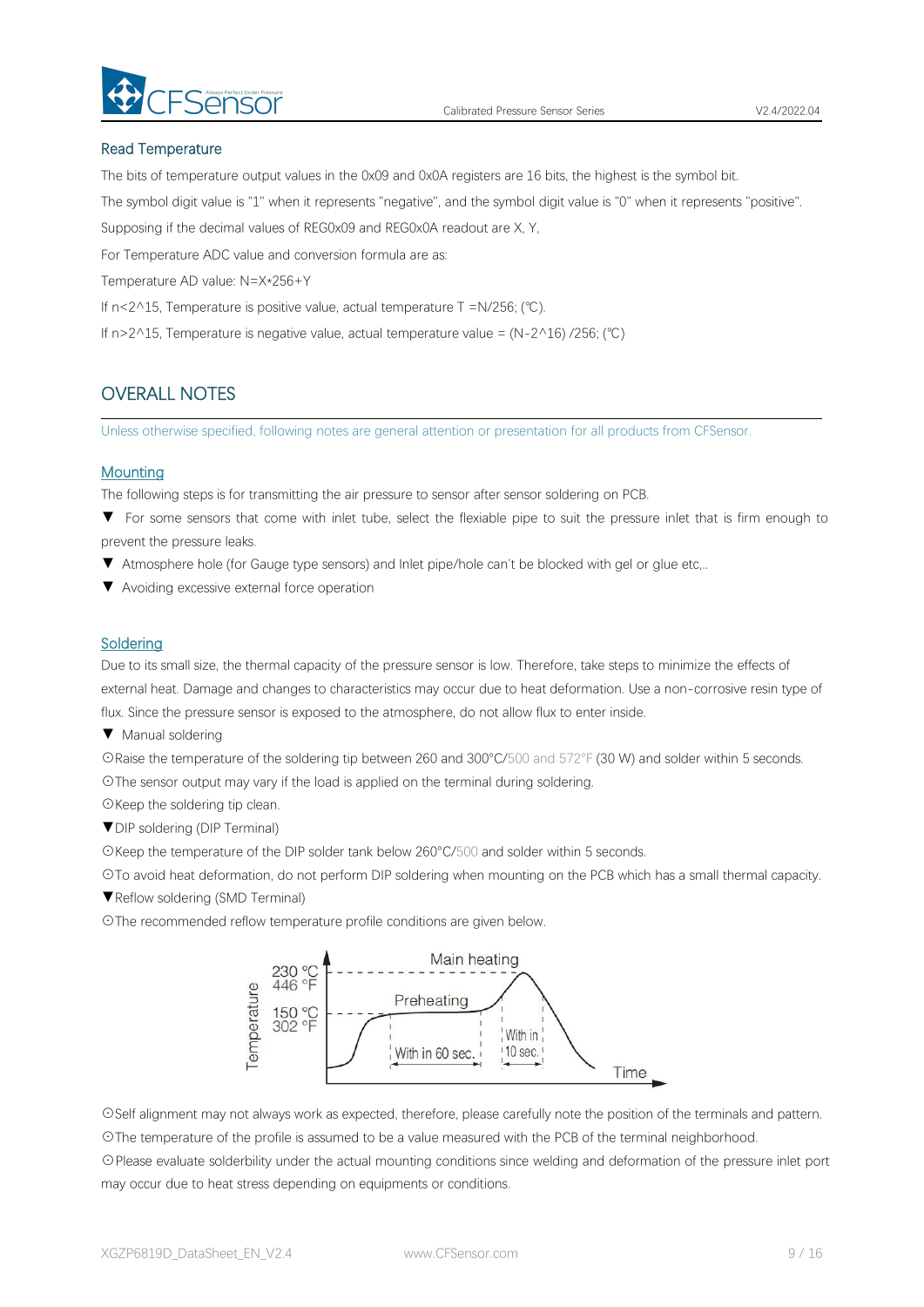## Read Temperature

The bits of temperature output values in the 0x09 and 0x0A registers are 16 bits, the highest is the symbol bit.

The symbol digit value is "1" when it represents "negative", and the symbol digit value is "0" when it represents "positive".

Supposing if the decimal values of REG0x09 and REG0x0A readout are X, Y,

For Temperature ADC value and conversion formula are as:

Temperature AD value: N=X*256+Y

If n<2^15, Temperature is positive value, actual temperature T =N/256; (℃).

If n>2^15, Temperature is negative value, actual temperature value = (N-2^16) /256; (℃)

# OVERALL NOTES

Unless otherwise specified, following notes are general attention or presentation for all products from CFSensor.

## Mounting

The following steps is for transmitting the air pressure to sensor after sensor soldering on PCB.

▼ For some sensors that come with inlet tube, select the flexiable pipe to suit the pressure inlet that is firm enough to prevent the pressure leaks.

▼ Atmosphere hole (for Gauge type sensors) and Inlet pipe/hole can't be blocked with gel or glue etc,..

▼ Avoiding excessive external force operation

## Soldering

Due to its small size, the thermal capacity of the pressure sensor is low. Therefore, take steps to minimize the effects of external heat. Damage and changes to characteristics may occur due to heat deformation. Use a non-corrosive resin type of flux. Since the pressure sensor is exposed to the atmosphere, do not allow flux to enter inside.

▼ Manual soldering

⊙Raise the temperature of the soldering tip between 260 and 300°C/500 and 572°F (30 W) and solder within 5 seconds.

⊙The sensor output may vary if the load is applied on the terminal during soldering.

⊙Keep the soldering tip clean.

▼DIP soldering (DIP Terminal)

⊙Keep the temperature of the DIP solder tank below 260°C/500 and solder within 5 seconds.

⊙To avoid heat deformation, do not perform DIP soldering when mounting on the PCB which has a small thermal capacity.

▼Reflow soldering (SMD Terminal)

⊙The recommended reflow temperature profile conditions are given below.

Temperature: 230 °C / 446 °F (Main heating); 150 °C / 302 °F (Preheating) — Preheating: With in 60 sec.; Main heating: With in 10 sec.; Time

⊙Self alignment may not always work as expected, therefore, please carefully note the position of the terminals and pattern.

⊙The temperature of the profile is assumed to be a value measured with the PCB of the terminal neighborhood.

⊙Please evaluate solderbility under the actual mounting conditions since welding and deformation of the pressure inlet port may occur due to heat stress depending on equipments or conditions.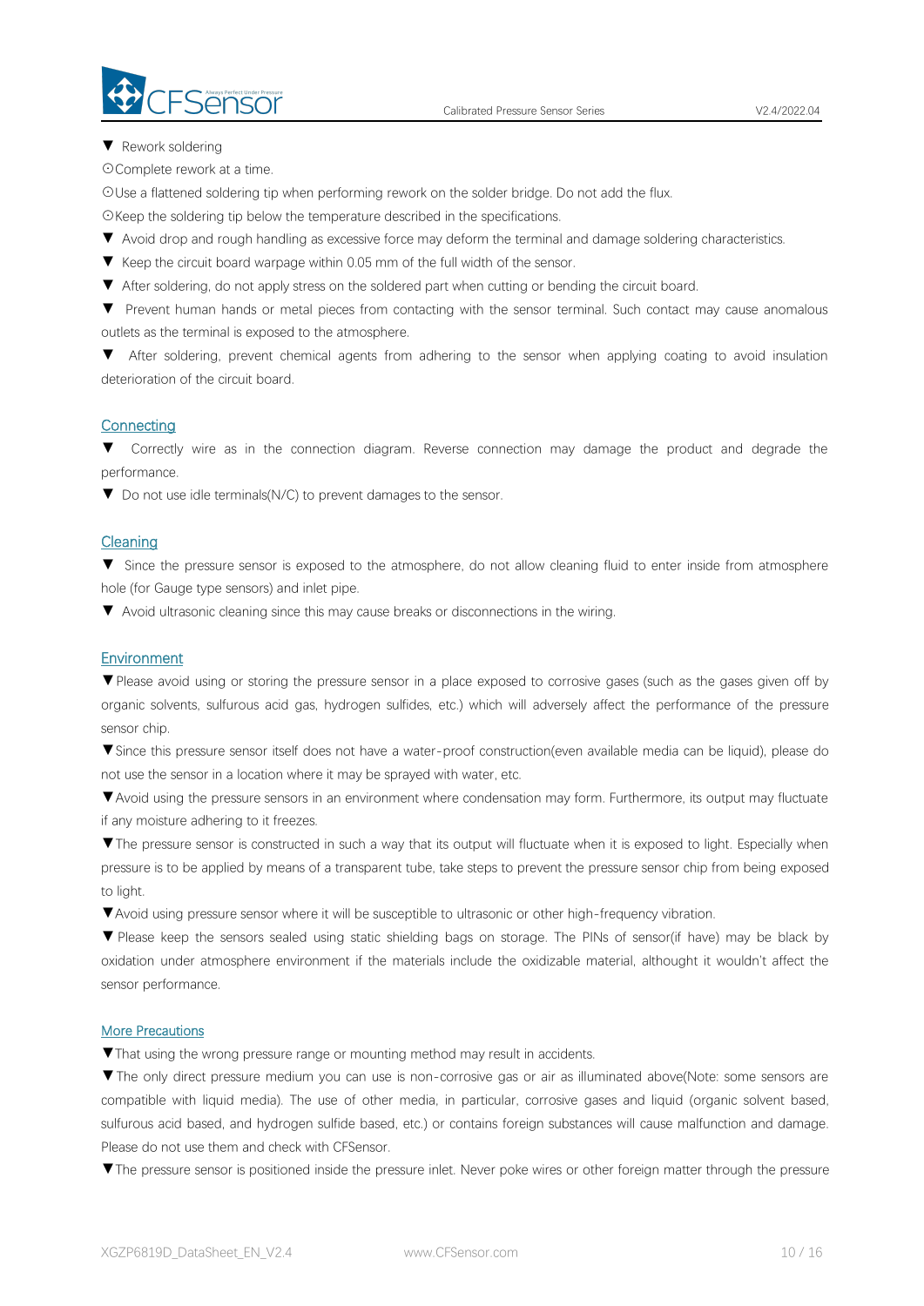▼ Rework soldering

⊙Complete rework at a time.

⊙Use a flattened soldering tip when performing rework on the solder bridge. Do not add the flux.

⊙Keep the soldering tip below the temperature described in the specifications.

▼ Avoid drop and rough handling as excessive force may deform the terminal and damage soldering characteristics.

▼ Keep the circuit board warpage within 0.05 mm of the full width of the sensor.

▼ After soldering, do not apply stress on the soldered part when cutting or bending the circuit board.

▼ Prevent human hands or metal pieces from contacting with the sensor terminal. Such contact may cause anomalous outlets as the terminal is exposed to the atmosphere.

▼ After soldering, prevent chemical agents from adhering to the sensor when applying coating to avoid insulation deterioration of the circuit board.

## Connecting

▼ Correctly wire as in the connection diagram. Reverse connection may damage the product and degrade the performance.

▼ Do not use idle terminals(N/C) to prevent damages to the sensor.

## Cleaning

▼ Since the pressure sensor is exposed to the atmosphere, do not allow cleaning fluid to enter inside from atmosphere hole (for Gauge type sensors) and inlet pipe.

▼ Avoid ultrasonic cleaning since this may cause breaks or disconnections in the wiring.

## Environment

▼Please avoid using or storing the pressure sensor in a place exposed to corrosive gases (such as the gases given off by organic solvents, sulfurous acid gas, hydrogen sulfides, etc.) which will adversely affect the performance of the pressure sensor chip.

▼Since this pressure sensor itself does not have a water-proof construction(even available media can be liquid), please do not use the sensor in a location where it may be sprayed with water, etc.

▼Avoid using the pressure sensors in an environment where condensation may form. Furthermore, its output may fluctuate if any moisture adhering to it freezes.

▼The pressure sensor is constructed in such a way that its output will fluctuate when it is exposed to light. Especially when pressure is to be applied by means of a transparent tube, take steps to prevent the pressure sensor chip from being exposed to light.

▼Avoid using pressure sensor where it will be susceptible to ultrasonic or other high-frequency vibration.

▼ Please keep the sensors sealed using static shielding bags on storage. The PINs of sensor(if have) may be black by oxidation under atmosphere environment if the materials include the oxidizable material, althought it wouldn't affect the sensor performance.

## More Precautions

▼That using the wrong pressure range or mounting method may result in accidents.

▼The only direct pressure medium you can use is non-corrosive gas or air as illuminated above(Note: some sensors are compatible with liquid media). The use of other media, in particular, corrosive gases and liquid (organic solvent based, sulfurous acid based, and hydrogen sulfide based, etc.) or contains foreign substances will cause malfunction and damage. Please do not use them and check with CFSensor.

▼The pressure sensor is positioned inside the pressure inlet. Never poke wires or other foreign matter through the pressure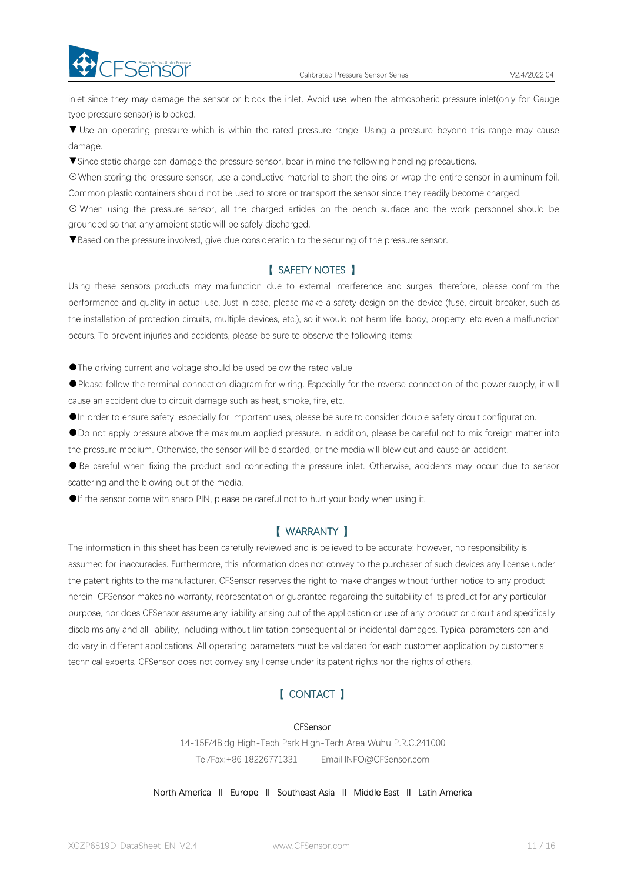inlet since they may damage the sensor or block the inlet. Avoid use when the atmospheric pressure inlet(only for Gauge type pressure sensor) is blocked.

▼Use an operating pressure which is within the rated pressure range. Using a pressure beyond this range may cause damage.

▼Since static charge can damage the pressure sensor, bear in mind the following handling precautions.

⊙When storing the pressure sensor, use a conductive material to short the pins or wrap the entire sensor in aluminum foil. Common plastic containers should not be used to store or transport the sensor since they readily become charged.

⊙ When using the pressure sensor, all the charged articles on the bench surface and the work personnel should be grounded so that any ambient static will be safely discharged.

▼Based on the pressure involved, give due consideration to the securing of the pressure sensor.

## 【 SAFETY NOTES 】

Using these sensors products may malfunction due to external interference and surges, therefore, please confirm the performance and quality in actual use. Just in case, please make a safety design on the device (fuse, circuit breaker, such as the installation of protection circuits, multiple devices, etc.), so it would not harm life, body, property, etc even a malfunction occurs. To prevent injuries and accidents, please be sure to observe the following items:

●The driving current and voltage should be used below the rated value.

●Please follow the terminal connection diagram for wiring. Especially for the reverse connection of the power supply, it will cause an accident due to circuit damage such as heat, smoke, fire, etc.

●In order to ensure safety, especially for important uses, please be sure to consider double safety circuit configuration.

●Do not apply pressure above the maximum applied pressure. In addition, please be careful not to mix foreign matter into the pressure medium. Otherwise, the sensor will be discarded, or the media will blew out and cause an accident.

● Be careful when fixing the product and connecting the pressure inlet. Otherwise, accidents may occur due to sensor scattering and the blowing out of the media.

●If the sensor come with sharp PIN, please be careful not to hurt your body when using it.

## 【 WARRANTY 】

The information in this sheet has been carefully reviewed and is believed to be accurate; however, no responsibility is assumed for inaccuracies. Furthermore, this information does not convey to the purchaser of such devices any license under the patent rights to the manufacturer. CFSensor reserves the right to make changes without further notice to any product herein. CFSensor makes no warranty, representation or guarantee regarding the suitability of its product for any particular purpose, nor does CFSensor assume any liability arising out of the application or use of any product or circuit and specifically disclaims any and all liability, including without limitation consequential or incidental damages. Typical parameters can and do vary in different applications. All operating parameters must be validated for each customer application by customer's technical experts. CFSensor does not convey any license under its patent rights nor the rights of others.

## 【 CONTACT 】

CFSensor

14-15F/4Bldg High-Tech Park High-Tech Area Wuhu P.R.C.241000

Tel/Fax:+86 18226771331  Email:INFO@CFSensor.com

North America II Europe II Southeast Asia II Middle East II Latin America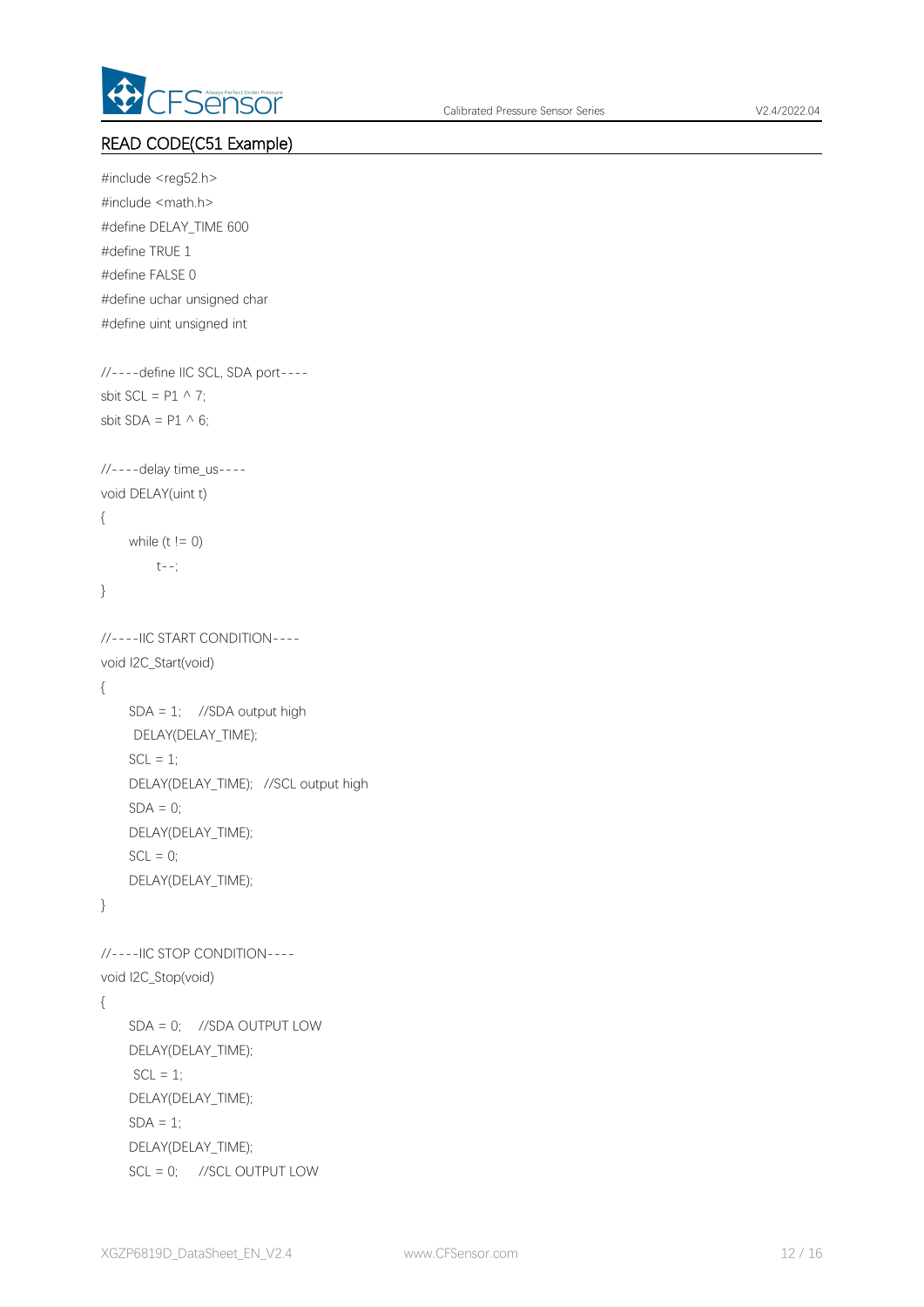## READ CODE(C51 Example)

```
#include <reg52.h>
#include <math.h>
#define DELAY_TIME 600
#define TRUE 1
#define FALSE 0
#define uchar unsigned char
#define uint unsigned int

//----define IIC SCL, SDA port----
sbit SCL = P1 ^ 7;
sbit SDA = P1 ^ 6;

//----delay time_us----
void DELAY(uint t)
{
    while (t != 0)
        t--;
}

//----IIC START CONDITION----
void I2C_Start(void)
{
    SDA = 1;   //SDA output high
     DELAY(DELAY_TIME);
    SCL = 1;
    DELAY(DELAY_TIME);  //SCL output high
    SDA = 0;
    DELAY(DELAY_TIME);
    SCL = 0;
    DELAY(DELAY_TIME);
}

//----IIC STOP CONDITION----
void I2C_Stop(void)
{
    SDA = 0;   //SDA OUTPUT LOW
    DELAY(DELAY_TIME);
     SCL = 1;
    DELAY(DELAY_TIME);
    SDA = 1;
    DELAY(DELAY_TIME);
    SCL = 0;   //SCL OUTPUT LOW
```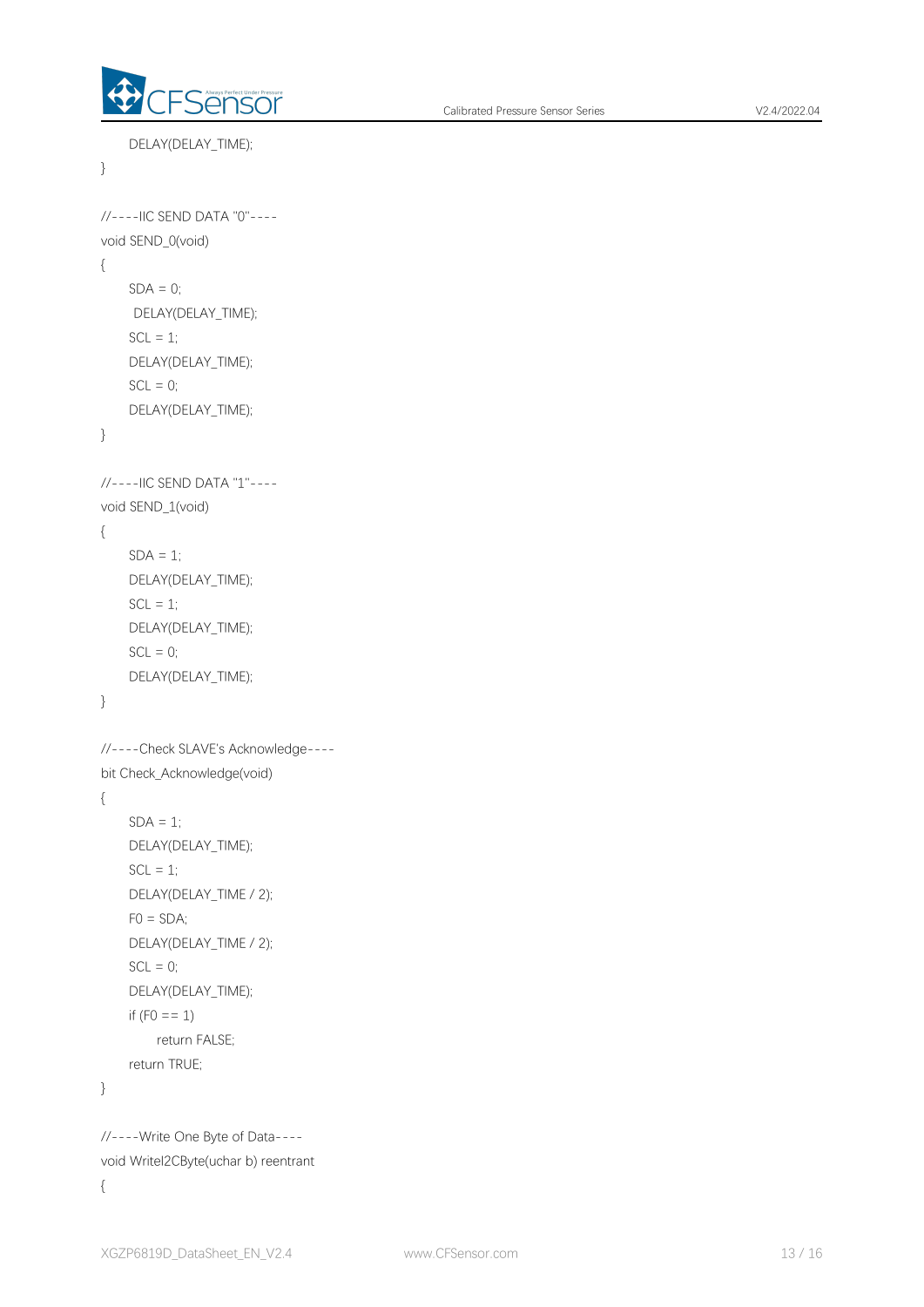```
    DELAY(DELAY_TIME);
}

//----IIC SEND DATA "0"----
void SEND_0(void)
{
    SDA = 0;
     DELAY(DELAY_TIME);
    SCL = 1;
    DELAY(DELAY_TIME);
    SCL = 0;
    DELAY(DELAY_TIME);
}

//----IIC SEND DATA "1"----
void SEND_1(void)
{
    SDA = 1;
    DELAY(DELAY_TIME);
    SCL = 1;
    DELAY(DELAY_TIME);
    SCL = 0;
    DELAY(DELAY_TIME);
}

//----Check SLAVE's Acknowledge----
bit Check_Acknowledge(void)
{
    SDA = 1;
    DELAY(DELAY_TIME);
    SCL = 1;
    DELAY(DELAY_TIME / 2);
    F0 = SDA;
    DELAY(DELAY_TIME / 2);
    SCL = 0;
    DELAY(DELAY_TIME);
    if (F0 == 1)
        return FALSE;
    return TRUE;
}

//----Write One Byte of Data----
void WriteI2CByte(uchar b) reentrant
{
```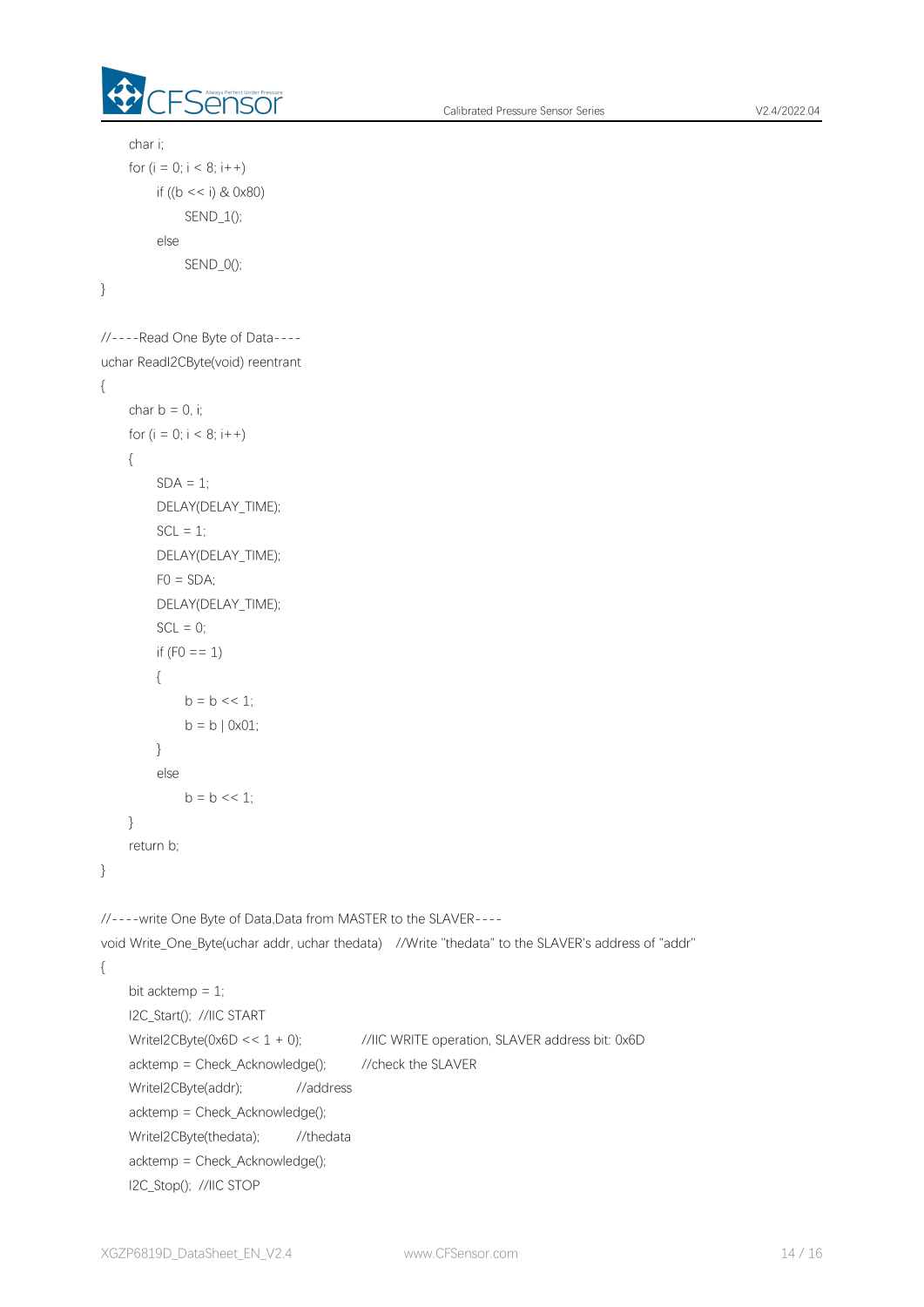```
    char i;
    for (i = 0; i < 8; i++)
        if ((b << i) & 0x80)
            SEND_1();
        else
            SEND_0();
}

//----Read One Byte of Data----
uchar ReadI2CByte(void) reentrant
{
    char b = 0, i;
    for (i = 0; i < 8; i++)
    {
        SDA = 1;
        DELAY(DELAY_TIME);
        SCL = 1;
        DELAY(DELAY_TIME);
        F0 = SDA;
        DELAY(DELAY_TIME);
        SCL = 0;
        if (F0 == 1)
        {
            b = b << 1;
            b = b | 0x01;
        }
        else
            b = b << 1;
    }
    return b;
}

//----write One Byte of Data,Data from MASTER to the SLAVER----
void Write_One_Byte(uchar addr, uchar thedata)   //Write "thedata" to the SLAVER's address of "addr"
{
    bit acktemp = 1;
    I2C_Start();  //IIC START
    WriteI2CByte(0x6D << 1 + 0);          //IIC WRITE operation, SLAVER address bit: 0x6D
    acktemp = Check_Acknowledge();        //check the SLAVER
    WriteI2CByte(addr);          //address
    acktemp = Check_Acknowledge();
    WriteI2CByte(thedata);        //thedata
    acktemp = Check_Acknowledge();
    I2C_Stop();  //IIC STOP
```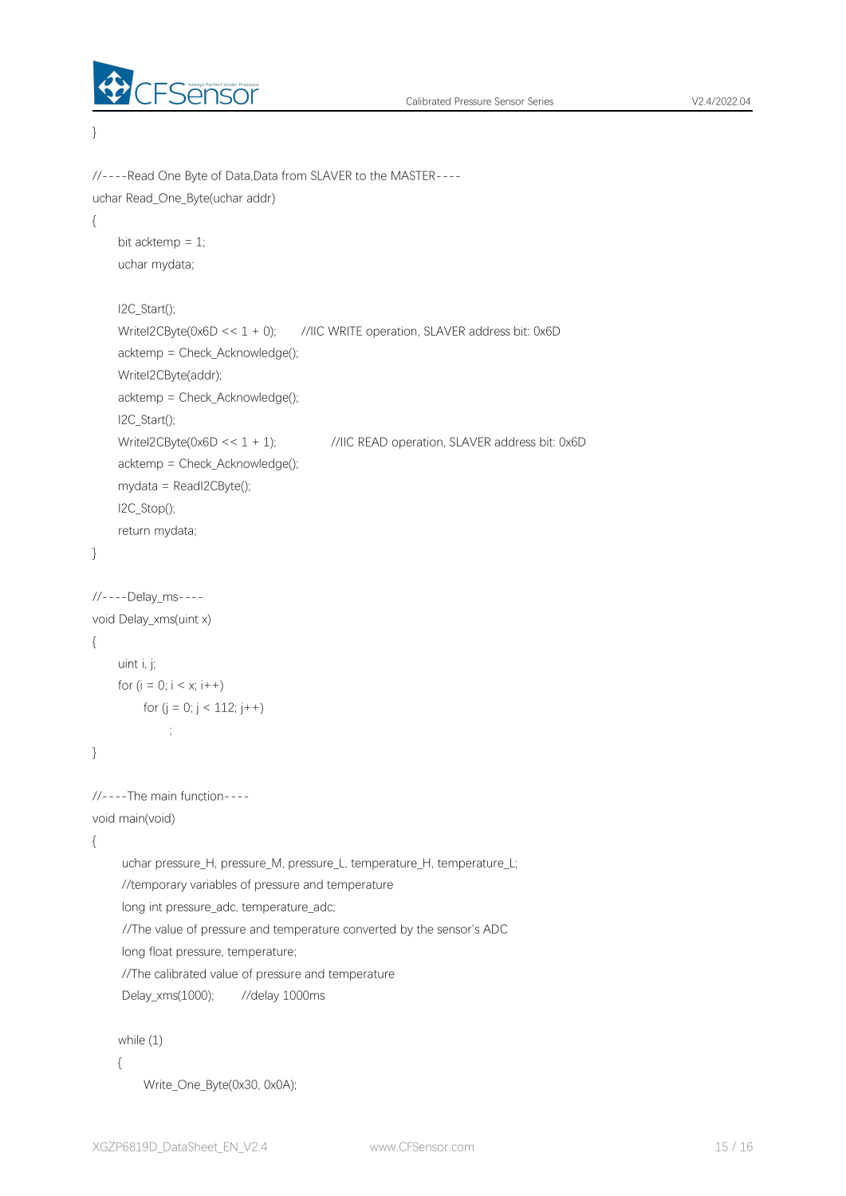```
}

//----Read One Byte of Data,Data from SLAVER to the MASTER----
uchar Read_One_Byte(uchar addr)
{
    bit acktemp = 1;
    uchar mydata;

    I2C_Start();
    WriteI2CByte(0x6D << 1 + 0);     //IIC WRITE operation, SLAVER address bit: 0x6D
    acktemp = Check_Acknowledge();
    WriteI2CByte(addr);
    acktemp = Check_Acknowledge();
    I2C_Start();
    WriteI2CByte(0x6D << 1 + 1);         //IIC READ operation, SLAVER address bit: 0x6D
    acktemp = Check_Acknowledge();
    mydata = ReadI2CByte();
    I2C_Stop();
    return mydata;
}

//----Delay_ms----
void Delay_xms(uint x)
{
    uint i, j;
    for (i = 0; i < x; i++)
        for (j = 0; j < 112; j++)
            ;
}

//----The main function----
void main(void)
{
     uchar pressure_H, pressure_M, pressure_L, temperature_H, temperature_L;
     //temporary variables of pressure and temperature
     long int pressure_adc, temperature_adc;
     //The value of pressure and temperature converted by the sensor's ADC
     long float pressure, temperature;
     //The calibrated value of pressure and temperature
     Delay_xms(1000);     //delay 1000ms

    while (1)
    {
        Write_One_Byte(0x30, 0x0A);
```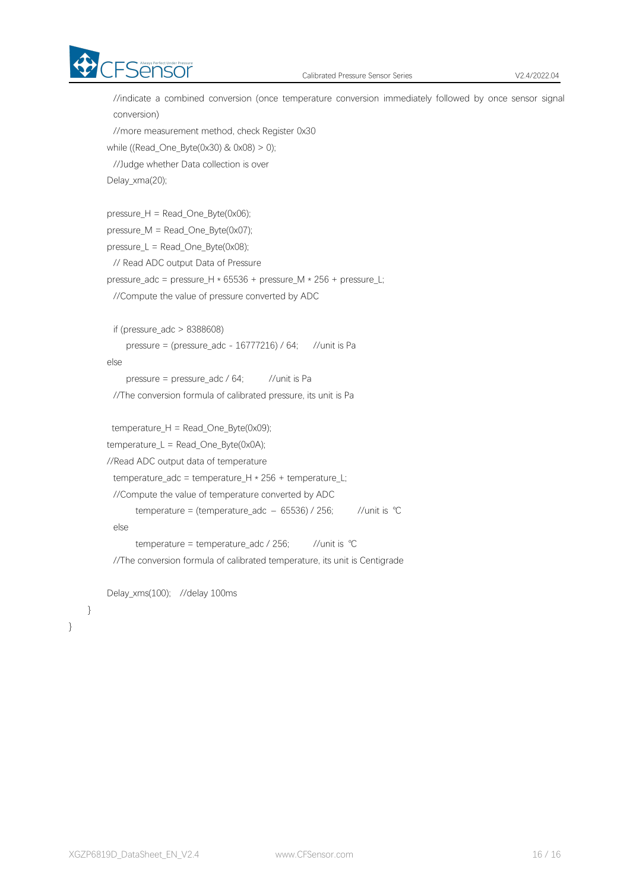```
        //indicate a combined conversion (once temperature conversion immediately followed by once sensor signal
        conversion)
        //more measurement method, check Register 0x30
        while ((Read_One_Byte(0x30) & 0x08) > 0);
        //Judge whether Data collection is over
        Delay_xma(20);

        pressure_H = Read_One_Byte(0x06);
        pressure_M = Read_One_Byte(0x07);
        pressure_L = Read_One_Byte(0x08);
        // Read ADC output Data of Pressure
        pressure_adc = pressure_H * 65536 + pressure_M * 256 + pressure_L;
        //Compute the value of pressure converted by ADC

        if (pressure_adc > 8388608)
            pressure = (pressure_adc - 16777216) / 64;    //unit is Pa
        else
            pressure = pressure_adc / 64;        //unit is Pa
        //The conversion formula of calibrated pressure, its unit is Pa

        temperature_H = Read_One_Byte(0x09);
        temperature_L = Read_One_Byte(0x0A);
        //Read ADC output data of temperature
        temperature_adc = temperature_H * 256 + temperature_L;
        //Compute the value of temperature converted by ADC
            temperature = (temperature_adc – 65536) / 256;        //unit is ℃
        else
            temperature = temperature_adc / 256;        //unit is ℃
        //The conversion formula of calibrated temperature, its unit is Centigrade

        Delay_xms(100);   //delay 100ms
    }
}
```